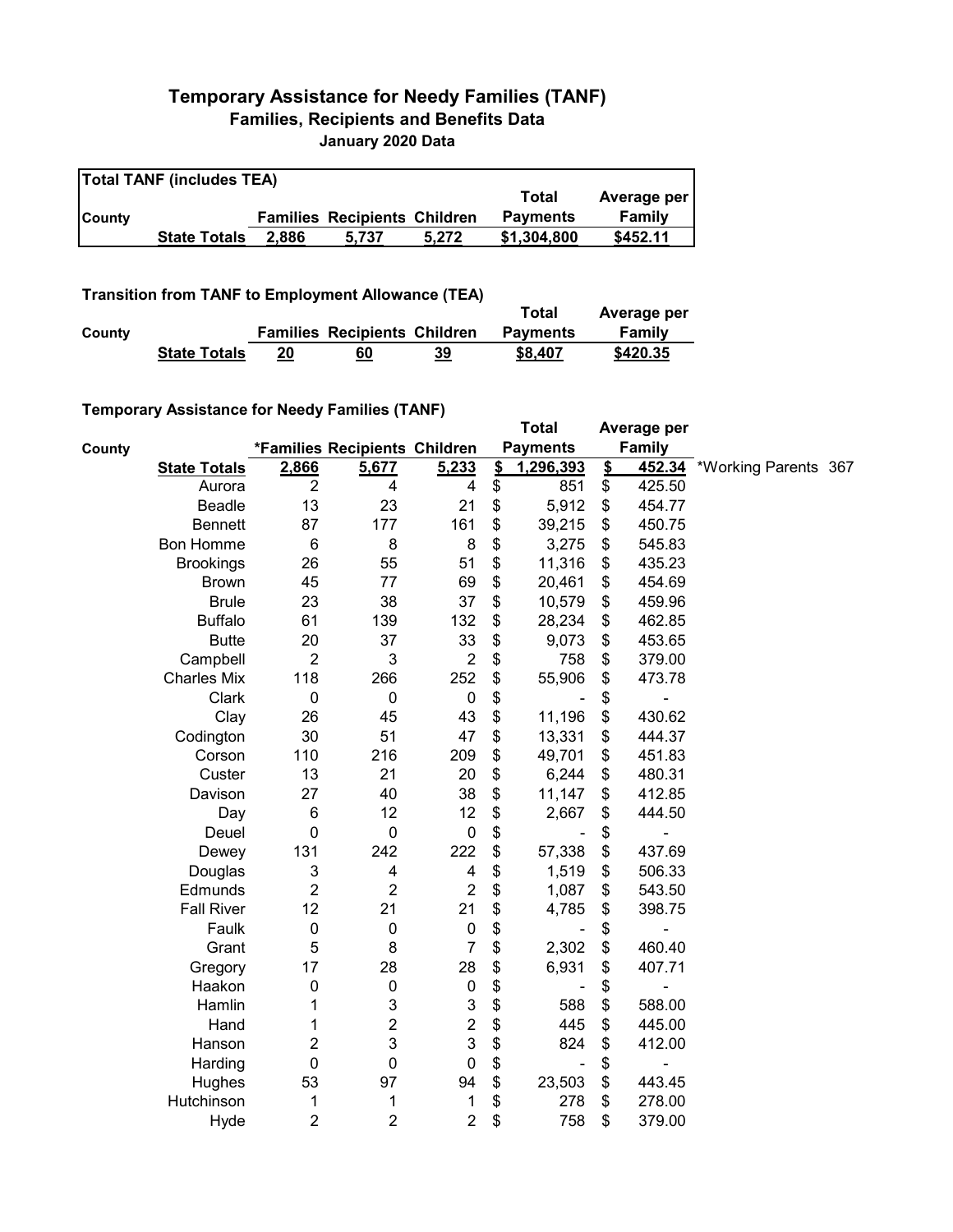# Temporary Assistance for Needy Families (TANF)

## Families, Recipients and Benefits Data

### January 2020 Data

**Total TANF (includes TEA)**

| County | | Families | Recipients | Children | Total Payments | Average per Family |
|---|---|---|---|---|---|---|
| | **State Totals** | **2,886** | **5,737** | **5,272** | **$1,304,800** | **$452.11** |

**Transition from TANF to Employment Allowance (TEA)**

| County | | Families | Recipients | Children | Total Payments | Average per Family |
|---|---|---|---|---|---|---|
| | **State Totals** | **20** | **60** | **39** | **$8,407** | **$420.35** |

**Temporary Assistance for Needy Families (TANF)**

| County | | *Families | Recipients | Children | Total Payments | Average per Family | |
|---|---|---|---|---|---|---|---|
| | **State Totals** | **2,866** | **5,677** | **5,233** | **$ 1,296,393** | **$ 452.34** | *Working Parents 367 |
| | Aurora | 2 | 4 | 4 | $ 851 | $ 425.50 | |
| | Beadle | 13 | 23 | 21 | $ 5,912 | $ 454.77 | |
| | Bennett | 87 | 177 | 161 | $ 39,215 | $ 450.75 | |
| | Bon Homme | 6 | 8 | 8 | $ 3,275 | $ 545.83 | |
| | Brookings | 26 | 55 | 51 | $ 11,316 | $ 435.23 | |
| | Brown | 45 | 77 | 69 | $ 20,461 | $ 454.69 | |
| | Brule | 23 | 38 | 37 | $ 10,579 | $ 459.96 | |
| | Buffalo | 61 | 139 | 132 | $ 28,234 | $ 462.85 | |
| | Butte | 20 | 37 | 33 | $ 9,073 | $ 453.65 | |
| | Campbell | 2 | 3 | 2 | $ 758 | $ 379.00 | |
| | Charles Mix | 118 | 266 | 252 | $ 55,906 | $ 473.78 | |
| | Clark | 0 | 0 | 0 | $ - | $ - | |
| | Clay | 26 | 45 | 43 | $ 11,196 | $ 430.62 | |
| | Codington | 30 | 51 | 47 | $ 13,331 | $ 444.37 | |
| | Corson | 110 | 216 | 209 | $ 49,701 | $ 451.83 | |
| | Custer | 13 | 21 | 20 | $ 6,244 | $ 480.31 | |
| | Davison | 27 | 40 | 38 | $ 11,147 | $ 412.85 | |
| | Day | 6 | 12 | 12 | $ 2,667 | $ 444.50 | |
| | Deuel | 0 | 0 | 0 | $ - | $ - | |
| | Dewey | 131 | 242 | 222 | $ 57,338 | $ 437.69 | |
| | Douglas | 3 | 4 | 4 | $ 1,519 | $ 506.33 | |
| | Edmunds | 2 | 2 | 2 | $ 1,087 | $ 543.50 | |
| | Fall River | 12 | 21 | 21 | $ 4,785 | $ 398.75 | |
| | Faulk | 0 | 0 | 0 | $ - | $ - | |
| | Grant | 5 | 8 | 7 | $ 2,302 | $ 460.40 | |
| | Gregory | 17 | 28 | 28 | $ 6,931 | $ 407.71 | |
| | Haakon | 0 | 0 | 0 | $ - | $ - | |
| | Hamlin | 1 | 3 | 3 | $ 588 | $ 588.00 | |
| | Hand | 1 | 2 | 2 | $ 445 | $ 445.00 | |
| | Hanson | 2 | 3 | 3 | $ 824 | $ 412.00 | |
| | Harding | 0 | 0 | 0 | $ - | $ - | |
| | Hughes | 53 | 97 | 94 | $ 23,503 | $ 443.45 | |
| | Hutchinson | 1 | 1 | 1 | $ 278 | $ 278.00 | |
| | Hyde | 2 | 2 | 2 | $ 758 | $ 379.00 | |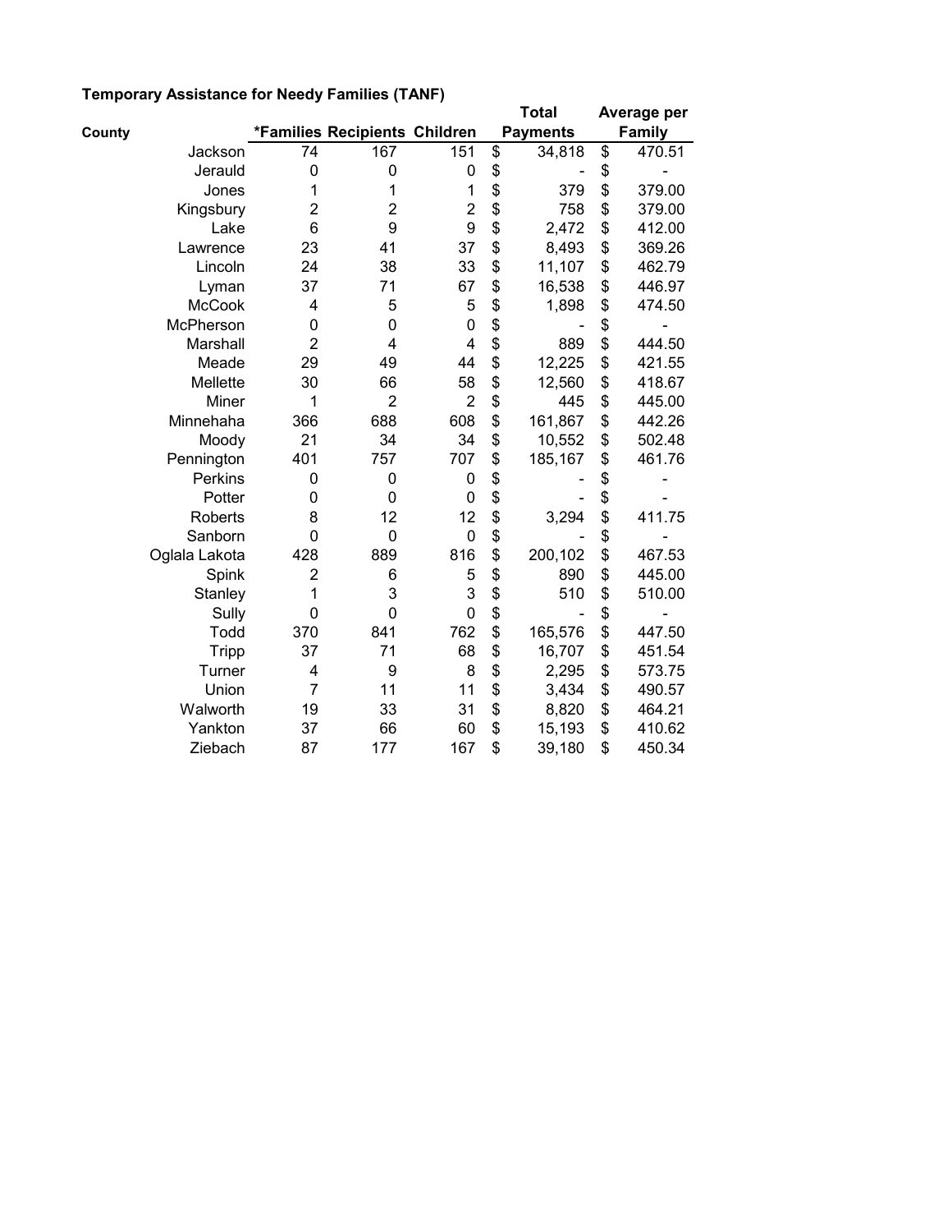**Temporary Assistance for Needy Families (TANF)**

| County | *Families | Recipients | Children | Total Payments | Average per Family |
|---|---|---|---|---|---|
| Jackson | 74 | 167 | 151 | $ 34,818 | $ 470.51 |
| Jerauld | 0 | 0 | 0 | $ - | $ - |
| Jones | 1 | 1 | 1 | $ 379 | $ 379.00 |
| Kingsbury | 2 | 2 | 2 | $ 758 | $ 379.00 |
| Lake | 6 | 9 | 9 | $ 2,472 | $ 412.00 |
| Lawrence | 23 | 41 | 37 | $ 8,493 | $ 369.26 |
| Lincoln | 24 | 38 | 33 | $ 11,107 | $ 462.79 |
| Lyman | 37 | 71 | 67 | $ 16,538 | $ 446.97 |
| McCook | 4 | 5 | 5 | $ 1,898 | $ 474.50 |
| McPherson | 0 | 0 | 0 | $ - | $ - |
| Marshall | 2 | 4 | 4 | $ 889 | $ 444.50 |
| Meade | 29 | 49 | 44 | $ 12,225 | $ 421.55 |
| Mellette | 30 | 66 | 58 | $ 12,560 | $ 418.67 |
| Miner | 1 | 2 | 2 | $ 445 | $ 445.00 |
| Minnehaha | 366 | 688 | 608 | $ 161,867 | $ 442.26 |
| Moody | 21 | 34 | 34 | $ 10,552 | $ 502.48 |
| Pennington | 401 | 757 | 707 | $ 185,167 | $ 461.76 |
| Perkins | 0 | 0 | 0 | $ - | $ - |
| Potter | 0 | 0 | 0 | $ - | $ - |
| Roberts | 8 | 12 | 12 | $ 3,294 | $ 411.75 |
| Sanborn | 0 | 0 | 0 | $ - | $ - |
| Oglala Lakota | 428 | 889 | 816 | $ 200,102 | $ 467.53 |
| Spink | 2 | 6 | 5 | $ 890 | $ 445.00 |
| Stanley | 1 | 3 | 3 | $ 510 | $ 510.00 |
| Sully | 0 | 0 | 0 | $ - | $ - |
| Todd | 370 | 841 | 762 | $ 165,576 | $ 447.50 |
| Tripp | 37 | 71 | 68 | $ 16,707 | $ 451.54 |
| Turner | 4 | 9 | 8 | $ 2,295 | $ 573.75 |
| Union | 7 | 11 | 11 | $ 3,434 | $ 490.57 |
| Walworth | 19 | 33 | 31 | $ 8,820 | $ 464.21 |
| Yankton | 37 | 66 | 60 | $ 15,193 | $ 410.62 |
| Ziebach | 87 | 177 | 167 | $ 39,180 | $ 450.34 |